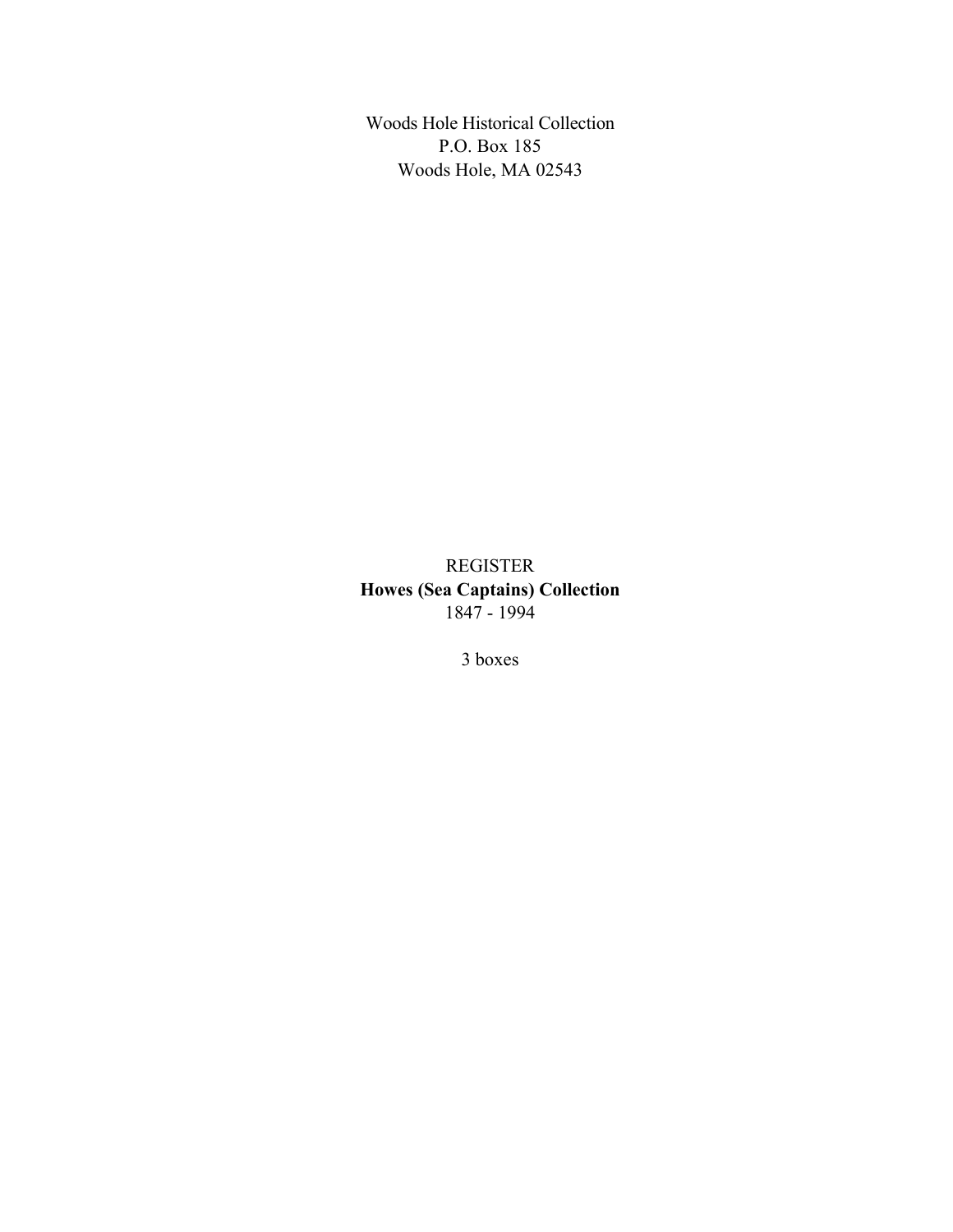Woods Hole Historical Collection
P.O. Box 185
Woods Hole, MA 02543

REGISTER
**Howes (Sea Captains) Collection**
1847 - 1994

3 boxes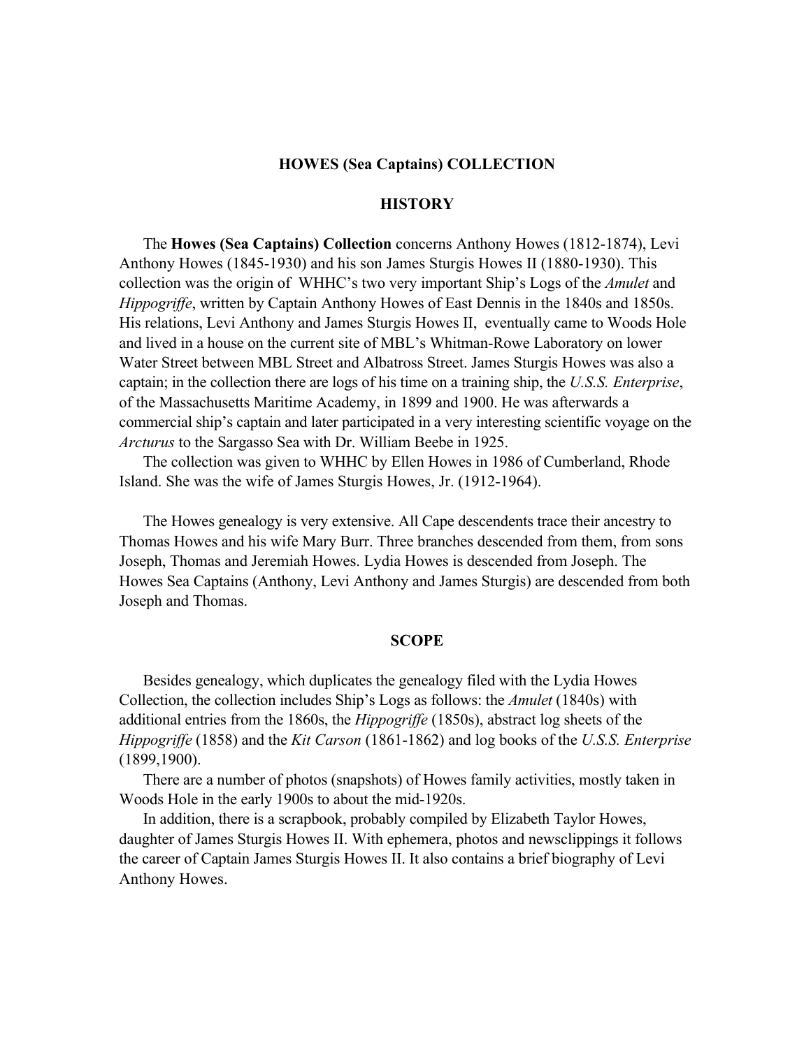# HOWES (Sea Captains) COLLECTION

## HISTORY

The **Howes (Sea Captains) Collection** concerns Anthony Howes (1812-1874), Levi Anthony Howes (1845-1930) and his son James Sturgis Howes II (1880-1930). This collection was the origin of WHHC's two very important Ship's Logs of the *Amulet* and *Hippogriffe*, written by Captain Anthony Howes of East Dennis in the 1840s and 1850s. His relations, Levi Anthony and James Sturgis Howes II, eventually came to Woods Hole and lived in a house on the current site of MBL's Whitman-Rowe Laboratory on lower Water Street between MBL Street and Albatross Street. James Sturgis Howes was also a captain; in the collection there are logs of his time on a training ship, the *U.S.S. Enterprise*, of the Massachusetts Maritime Academy, in 1899 and 1900. He was afterwards a commercial ship's captain and later participated in a very interesting scientific voyage on the *Arcturus* to the Sargasso Sea with Dr. William Beebe in 1925.

The collection was given to WHHC by Ellen Howes in 1986 of Cumberland, Rhode Island. She was the wife of James Sturgis Howes, Jr. (1912-1964).

The Howes genealogy is very extensive. All Cape descendents trace their ancestry to Thomas Howes and his wife Mary Burr. Three branches descended from them, from sons Joseph, Thomas and Jeremiah Howes. Lydia Howes is descended from Joseph. The Howes Sea Captains (Anthony, Levi Anthony and James Sturgis) are descended from both Joseph and Thomas.

## SCOPE

Besides genealogy, which duplicates the genealogy filed with the Lydia Howes Collection, the collection includes Ship's Logs as follows: the *Amulet* (1840s) with additional entries from the 1860s, the *Hippogriffe* (1850s), abstract log sheets of the *Hippogriffe* (1858) and the *Kit Carson* (1861-1862) and log books of the *U.S.S. Enterprise* (1899,1900).

There are a number of photos (snapshots) of Howes family activities, mostly taken in Woods Hole in the early 1900s to about the mid-1920s.

In addition, there is a scrapbook, probably compiled by Elizabeth Taylor Howes, daughter of James Sturgis Howes II. With ephemera, photos and newsclippings it follows the career of Captain James Sturgis Howes II. It also contains a brief biography of Levi Anthony Howes.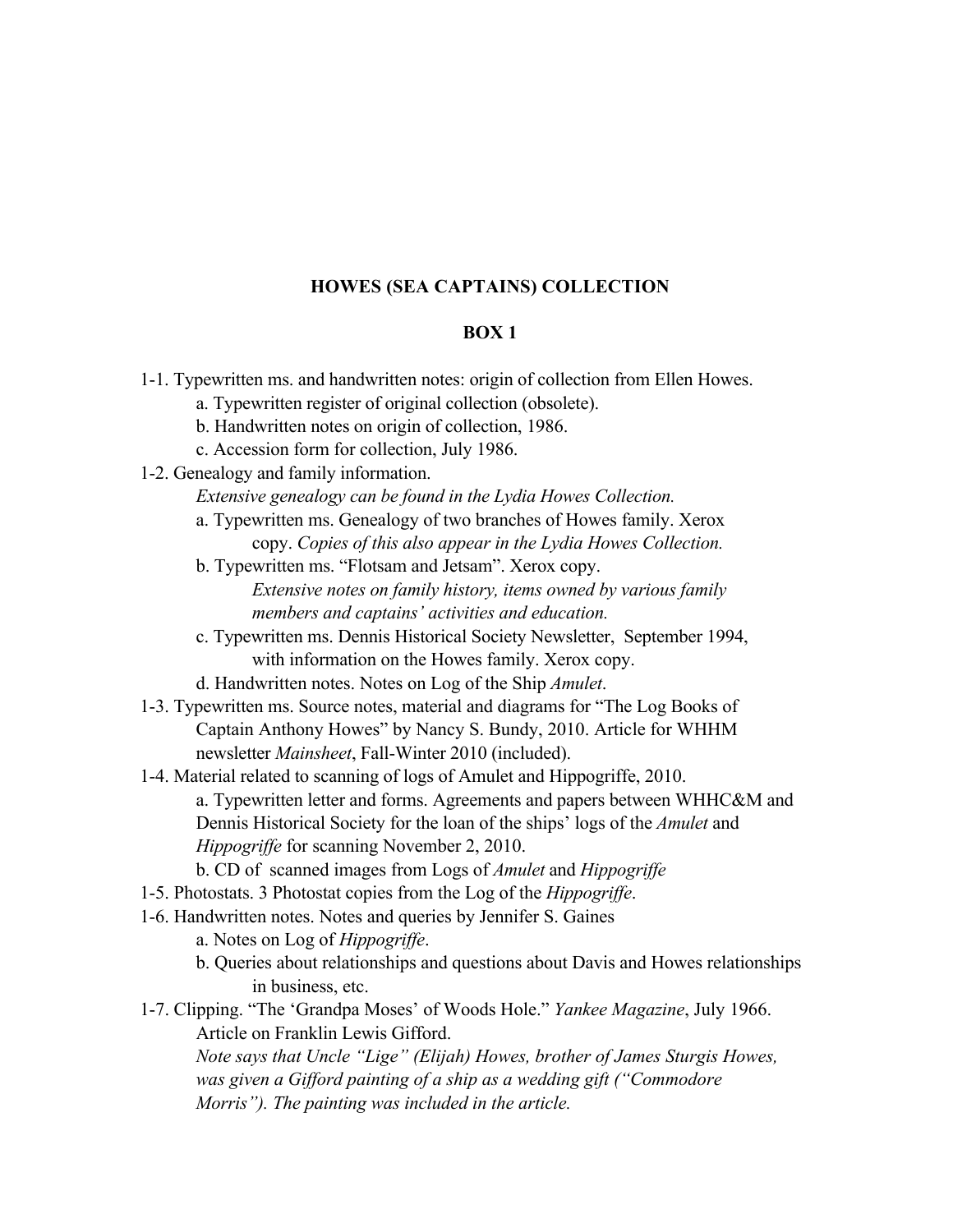## HOWES (SEA CAPTAINS) COLLECTION

### BOX 1

1-1. Typewritten ms. and handwritten notes: origin of collection from Ellen Howes.
  - a. Typewritten register of original collection (obsolete).
  - b. Handwritten notes on origin of collection, 1986.
  - c. Accession form for collection, July 1986.

1-2. Genealogy and family information.
  *Extensive genealogy can be found in the Lydia Howes Collection.*
  - a. Typewritten ms. Genealogy of two branches of Howes family. Xerox copy. *Copies of this also appear in the Lydia Howes Collection.*
  - b. Typewritten ms. "Flotsam and Jetsam". Xerox copy. *Extensive notes on family history, items owned by various family members and captains' activities and education.*
  - c. Typewritten ms. Dennis Historical Society Newsletter, September 1994, with information on the Howes family. Xerox copy.
  - d. Handwritten notes. Notes on Log of the Ship *Amulet*.

1-3. Typewritten ms. Source notes, material and diagrams for "The Log Books of Captain Anthony Howes" by Nancy S. Bundy, 2010. Article for WHHM newsletter *Mainsheet*, Fall-Winter 2010 (included).

1-4. Material related to scanning of logs of Amulet and Hippogriffe, 2010.
  - a. Typewritten letter and forms. Agreements and papers between WHHC&M and Dennis Historical Society for the loan of the ships' logs of the *Amulet* and *Hippogriffe* for scanning November 2, 2010.
  - b. CD of scanned images from Logs of *Amulet* and *Hippogriffe*

1-5. Photostats. 3 Photostat copies from the Log of the *Hippogriffe*.

1-6. Handwritten notes. Notes and queries by Jennifer S. Gaines
  - a. Notes on Log of *Hippogriffe*.
  - b. Queries about relationships and questions about Davis and Howes relationships in business, etc.

1-7. Clipping. "The 'Grandpa Moses' of Woods Hole." *Yankee Magazine*, July 1966. Article on Franklin Lewis Gifford.
  *Note says that Uncle "Lige" (Elijah) Howes, brother of James Sturgis Howes, was given a Gifford painting of a ship as a wedding gift ("Commodore Morris"). The painting was included in the article.*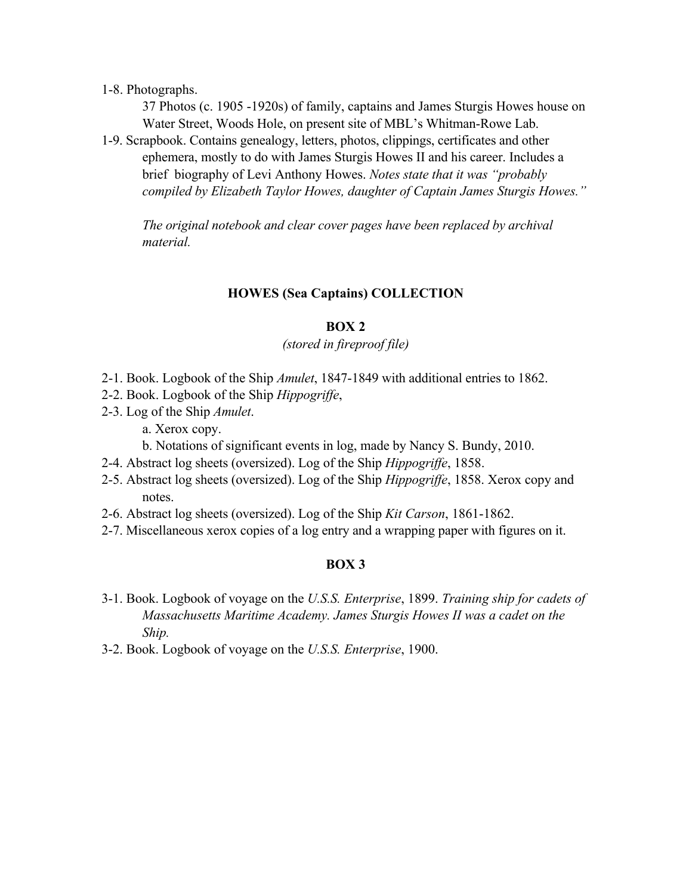1-8. Photographs.

37 Photos (c. 1905 -1920s) of family, captains and James Sturgis Howes house on Water Street, Woods Hole, on present site of MBL's Whitman-Rowe Lab.

1-9. Scrapbook. Contains genealogy, letters, photos, clippings, certificates and other ephemera, mostly to do with James Sturgis Howes II and his career. Includes a brief biography of Levi Anthony Howes. *Notes state that it was "probably compiled by Elizabeth Taylor Howes, daughter of Captain James Sturgis Howes."*

*The original notebook and clear cover pages have been replaced by archival material.*

## HOWES (Sea Captains) COLLECTION

### BOX 2

*(stored in fireproof file)*

2-1. Book. Logbook of the Ship *Amulet*, 1847-1849 with additional entries to 1862.

2-2. Book. Logbook of the Ship *Hippogriffe*,

2-3. Log of the Ship *Amulet*.

a. Xerox copy.

b. Notations of significant events in log, made by Nancy S. Bundy, 2010.

2-4. Abstract log sheets (oversized). Log of the Ship *Hippogriffe*, 1858.

2-5. Abstract log sheets (oversized). Log of the Ship *Hippogriffe*, 1858. Xerox copy and notes.

2-6. Abstract log sheets (oversized). Log of the Ship *Kit Carson*, 1861-1862.

2-7. Miscellaneous xerox copies of a log entry and a wrapping paper with figures on it.

### BOX 3

3-1. Book. Logbook of voyage on the *U.S.S. Enterprise*, 1899. *Training ship for cadets of Massachusetts Maritime Academy. James Sturgis Howes II was a cadet on the Ship.*

3-2. Book. Logbook of voyage on the *U.S.S. Enterprise*, 1900.